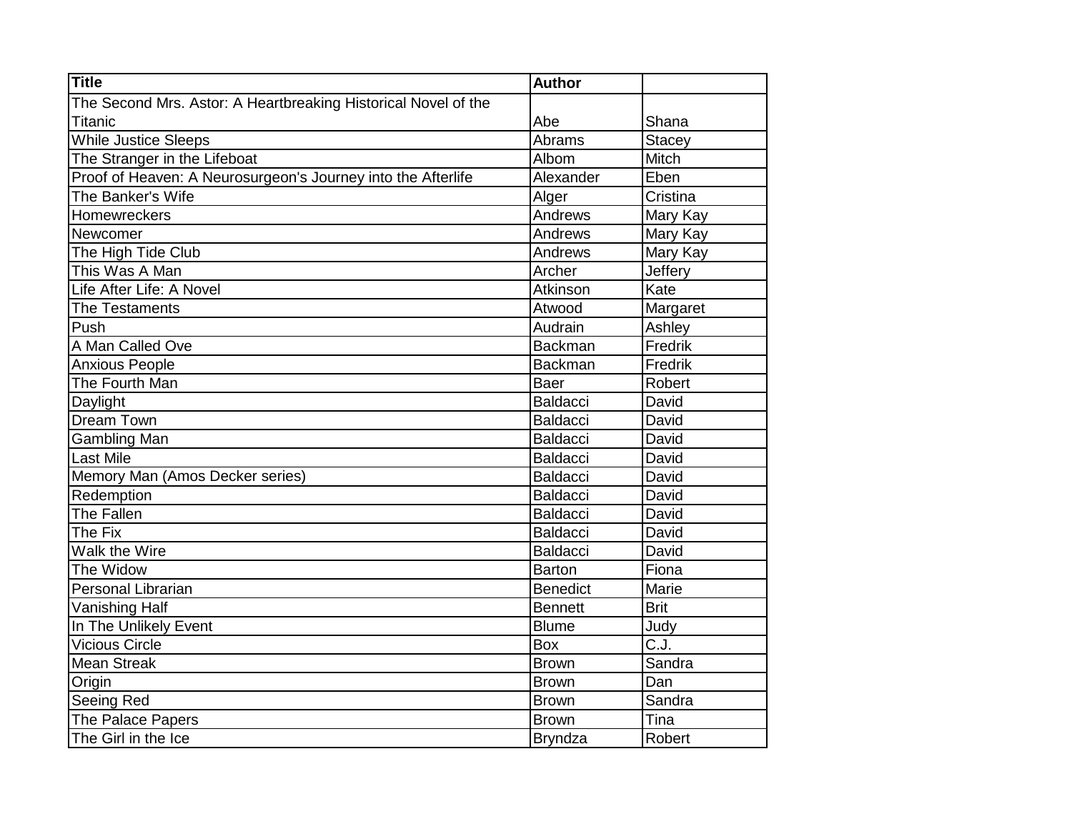| Title | Author | |
|---|---|---|
| The Second Mrs. Astor: A Heartbreaking Historical Novel of the Titanic | Abe | Shana |
| While Justice Sleeps | Abrams | Stacey |
| The Stranger in the Lifeboat | Albom | Mitch |
| Proof of Heaven: A Neurosurgeon's Journey into the Afterlife | Alexander | Eben |
| The Banker's Wife | Alger | Cristina |
| Homewreckers | Andrews | Mary Kay |
| Newcomer | Andrews | Mary Kay |
| The High Tide Club | Andrews | Mary Kay |
| This Was A Man | Archer | Jeffery |
| Life After Life: A Novel | Atkinson | Kate |
| The Testaments | Atwood | Margaret |
| Push | Audrain | Ashley |
| A Man Called Ove | Backman | Fredrik |
| Anxious People | Backman | Fredrik |
| The Fourth Man | Baer | Robert |
| Daylight | Baldacci | David |
| Dream Town | Baldacci | David |
| Gambling Man | Baldacci | David |
| Last Mile | Baldacci | David |
| Memory Man (Amos Decker series) | Baldacci | David |
| Redemption | Baldacci | David |
| The Fallen | Baldacci | David |
| The Fix | Baldacci | David |
| Walk the Wire | Baldacci | David |
| The Widow | Barton | Fiona |
| Personal Librarian | Benedict | Marie |
| Vanishing Half | Bennett | Brit |
| In The Unlikely Event | Blume | Judy |
| Vicious Circle | Box | C.J. |
| Mean Streak | Brown | Sandra |
| Origin | Brown | Dan |
| Seeing Red | Brown | Sandra |
| The Palace Papers | Brown | Tina |
| The Girl in the Ice | Bryndza | Robert |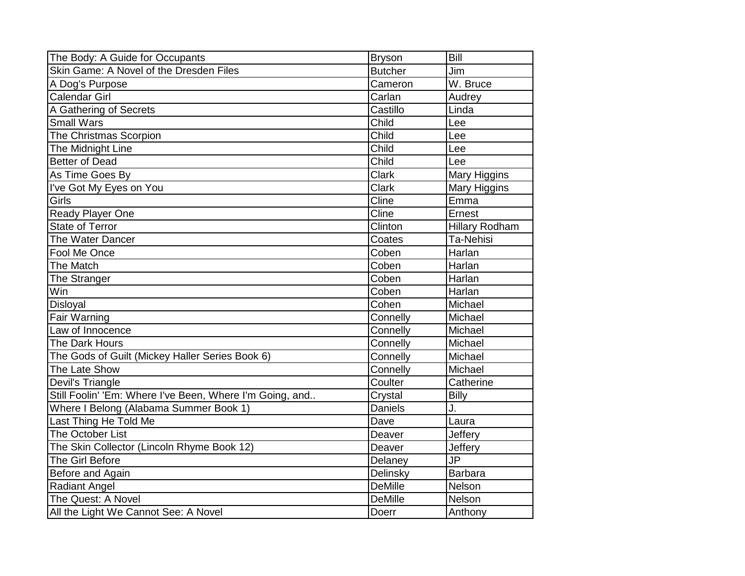| The Body: A Guide for Occupants | Bryson | Bill |
|---|---|---|
| Skin Game: A Novel of the Dresden Files | Butcher | Jim |
| A Dog's Purpose | Cameron | W. Bruce |
| Calendar Girl | Carlan | Audrey |
| A Gathering of Secrets | Castillo | Linda |
| Small Wars | Child | Lee |
| The Christmas Scorpion | Child | Lee |
| The Midnight Line | Child | Lee |
| Better of Dead | Child | Lee |
| As Time Goes By | Clark | Mary Higgins |
| I've Got My Eyes on You | Clark | Mary Higgins |
| Girls | Cline | Emma |
| Ready Player One | Cline | Ernest |
| State of Terror | Clinton | Hillary Rodham |
| The Water Dancer | Coates | Ta-Nehisi |
| Fool Me Once | Coben | Harlan |
| The Match | Coben | Harlan |
| The Stranger | Coben | Harlan |
| Win | Coben | Harlan |
| Disloyal | Cohen | Michael |
| Fair Warning | Connelly | Michael |
| Law of Innocence | Connelly | Michael |
| The Dark Hours | Connelly | Michael |
| The Gods of Guilt (Mickey Haller Series Book 6) | Connelly | Michael |
| The Late Show | Connelly | Michael |
| Devil's Triangle | Coulter | Catherine |
| Still Foolin' 'Em: Where I've Been, Where I'm Going, and.. | Crystal | Billy |
| Where I Belong (Alabama Summer Book 1) | Daniels | J. |
| Last Thing He Told Me | Dave | Laura |
| The October List | Deaver | Jeffery |
| The Skin Collector (Lincoln Rhyme Book 12) | Deaver | Jeffery |
| The Girl Before | Delaney | JP |
| Before and Again | Delinsky | Barbara |
| Radiant Angel | DeMille | Nelson |
| The Quest: A Novel | DeMille | Nelson |
| All the Light We Cannot See: A Novel | Doerr | Anthony |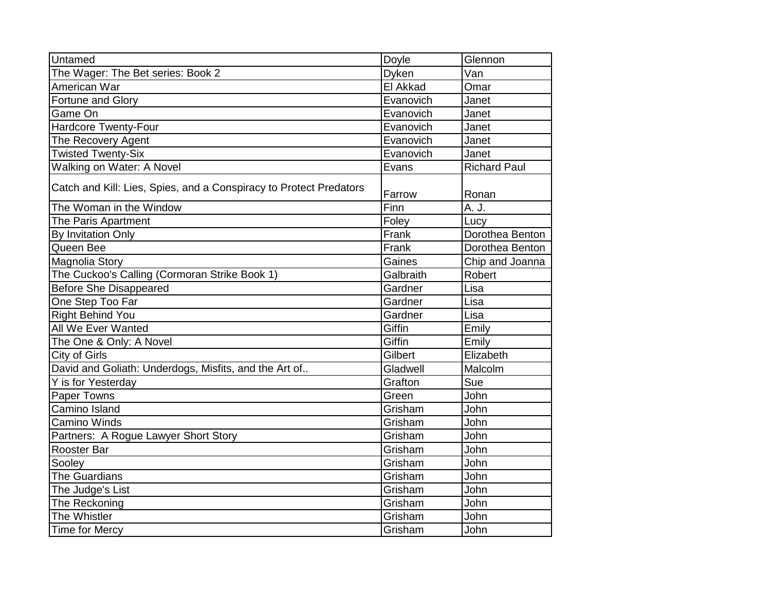| | | |
|---|---|---|
| Untamed | Doyle | Glennon |
| The Wager: The Bet series: Book 2 | Dyken | Van |
| American War | El Akkad | Omar |
| Fortune and Glory | Evanovich | Janet |
| Game On | Evanovich | Janet |
| Hardcore Twenty-Four | Evanovich | Janet |
| The Recovery Agent | Evanovich | Janet |
| Twisted Twenty-Six | Evanovich | Janet |
| Walking on Water: A Novel | Evans | Richard Paul |
| Catch and Kill: Lies, Spies, and a Conspiracy to Protect Predators | Farrow | Ronan |
| The Woman in the Window | Finn | A. J. |
| The Paris Apartment | Foley | Lucy |
| By Invitation Only | Frank | Dorothea Benton |
| Queen Bee | Frank | Dorothea Benton |
| Magnolia Story | Gaines | Chip and Joanna |
| The Cuckoo's Calling (Cormoran Strike Book 1) | Galbraith | Robert |
| Before She Disappeared | Gardner | Lisa |
| One Step Too Far | Gardner | Lisa |
| Right Behind You | Gardner | Lisa |
| All We Ever Wanted | Giffin | Emily |
| The One & Only: A Novel | Giffin | Emily |
| City of Girls | Gilbert | Elizabeth |
| David and Goliath: Underdogs, Misfits, and the Art of.. | Gladwell | Malcolm |
| Y is for Yesterday | Grafton | Sue |
| Paper Towns | Green | John |
| Camino Island | Grisham | John |
| Camino Winds | Grisham | John |
| Partners:  A Rogue Lawyer Short Story | Grisham | John |
| Rooster Bar | Grisham | John |
| Sooley | Grisham | John |
| The Guardians | Grisham | John |
| The Judge's List | Grisham | John |
| The Reckoning | Grisham | John |
| The Whistler | Grisham | John |
| Time for Mercy | Grisham | John |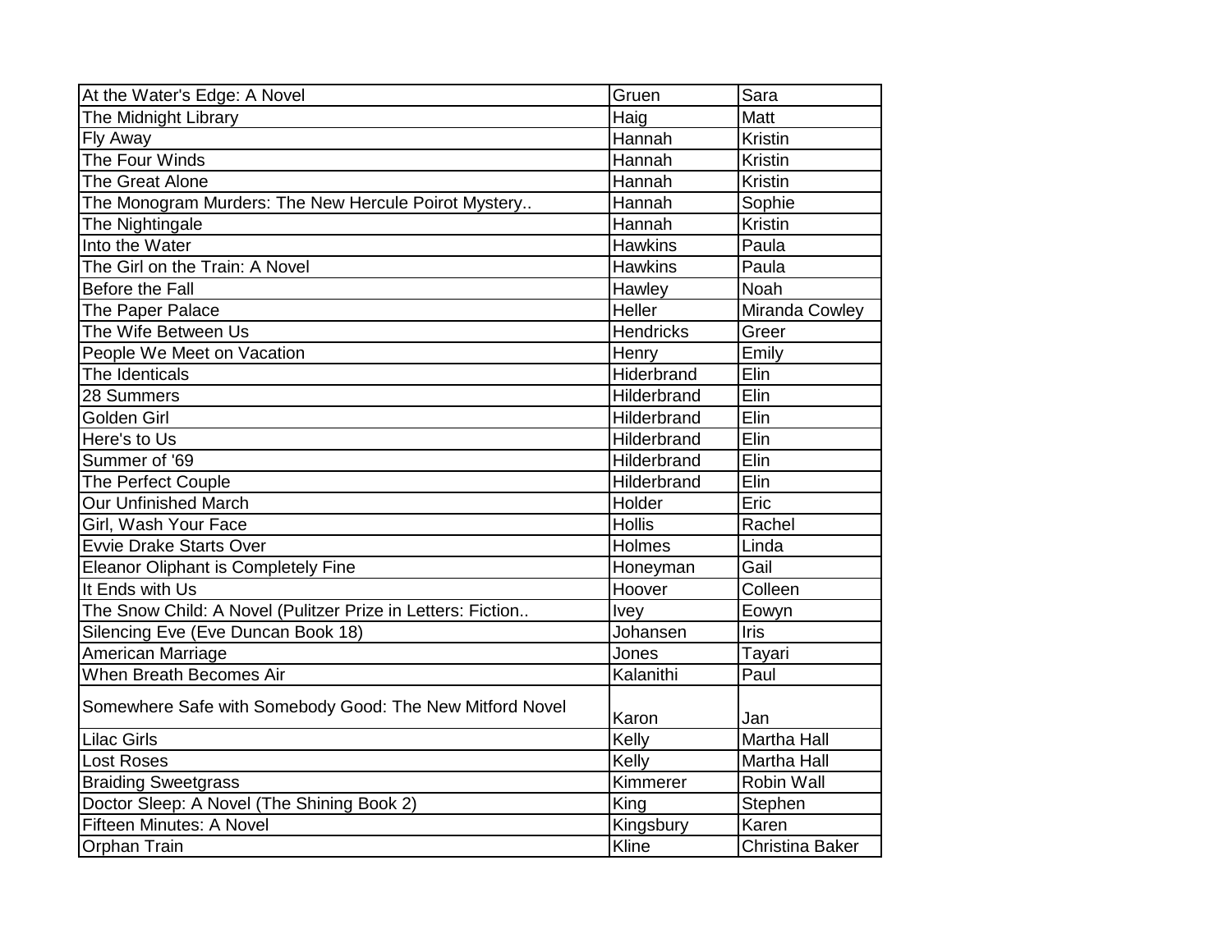| | | |
|---|---|---|
| At the Water's Edge: A Novel | Gruen | Sara |
| The Midnight Library | Haig | Matt |
| Fly Away | Hannah | Kristin |
| The Four Winds | Hannah | Kristin |
| The Great Alone | Hannah | Kristin |
| The Monogram Murders: The New Hercule Poirot Mystery.. | Hannah | Sophie |
| The Nightingale | Hannah | Kristin |
| Into the Water | Hawkins | Paula |
| The Girl on the Train: A Novel | Hawkins | Paula |
| Before the Fall | Hawley | Noah |
| The Paper Palace | Heller | Miranda Cowley |
| The Wife Between Us | Hendricks | Greer |
| People We Meet on Vacation | Henry | Emily |
| The Identicals | Hiderbrand | Elin |
| 28 Summers | Hilderbrand | Elin |
| Golden Girl | Hilderbrand | Elin |
| Here's to Us | Hilderbrand | Elin |
| Summer of '69 | Hilderbrand | Elin |
| The Perfect Couple | Hilderbrand | Elin |
| Our Unfinished March | Holder | Eric |
| Girl, Wash Your Face | Hollis | Rachel |
| Evvie Drake Starts Over | Holmes | Linda |
| Eleanor Oliphant is Completely Fine | Honeyman | Gail |
| It Ends with Us | Hoover | Colleen |
| The Snow Child: A Novel (Pulitzer Prize in Letters: Fiction.. | Ivey | Eowyn |
| Silencing Eve (Eve Duncan Book 18) | Johansen | Iris |
| American Marriage | Jones | Tayari |
| When Breath Becomes Air | Kalanithi | Paul |
| Somewhere Safe with Somebody Good: The New Mitford Novel | Karon | Jan |
| Lilac Girls | Kelly | Martha Hall |
| Lost Roses | Kelly | Martha Hall |
| Braiding Sweetgrass | Kimmerer | Robin Wall |
| Doctor Sleep: A Novel (The Shining Book 2) | King | Stephen |
| Fifteen Minutes: A Novel | Kingsbury | Karen |
| Orphan Train | Kline | Christina Baker |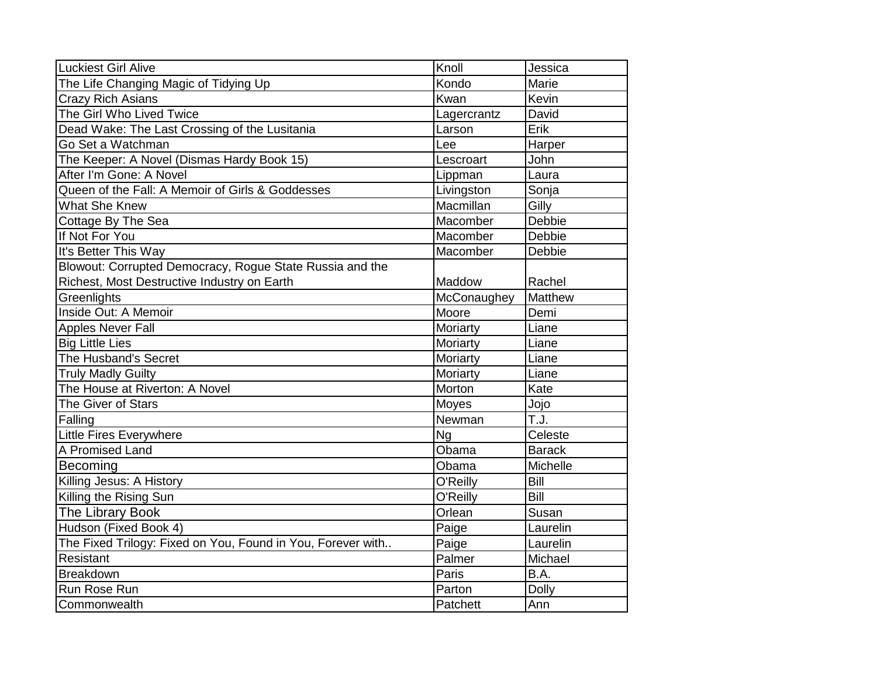| | | |
|---|---|---|
| Luckiest Girl Alive | Knoll | Jessica |
| The Life Changing Magic of Tidying Up | Kondo | Marie |
| Crazy Rich Asians | Kwan | Kevin |
| The Girl Who Lived Twice | Lagercrantz | David |
| Dead Wake: The Last Crossing of the Lusitania | Larson | Erik |
| Go Set a Watchman | Lee | Harper |
| The Keeper: A Novel (Dismas Hardy Book 15) | Lescroart | John |
| After I'm Gone: A Novel | Lippman | Laura |
| Queen of the Fall: A Memoir of Girls & Goddesses | Livingston | Sonja |
| What She Knew | Macmillan | Gilly |
| Cottage By The Sea | Macomber | Debbie |
| If Not For You | Macomber | Debbie |
| It's Better This Way | Macomber | Debbie |
| Blowout: Corrupted Democracy, Rogue State Russia and the Richest, Most Destructive Industry on Earth | Maddow | Rachel |
| Greenlights | McConaughey | Matthew |
| Inside Out: A Memoir | Moore | Demi |
| Apples Never Fall | Moriarty | Liane |
| Big Little Lies | Moriarty | Liane |
| The Husband's Secret | Moriarty | Liane |
| Truly Madly Guilty | Moriarty | Liane |
| The House at Riverton: A Novel | Morton | Kate |
| The Giver of Stars | Moyes | Jojo |
| Falling | Newman | T.J. |
| Little Fires Everywhere | Ng | Celeste |
| A Promised Land | Obama | Barack |
| Becoming | Obama | Michelle |
| Killing Jesus: A History | O'Reilly | Bill |
| Killing the Rising Sun | O'Reilly | Bill |
| The Library Book | Orlean | Susan |
| Hudson (Fixed Book 4) | Paige | Laurelin |
| The Fixed Trilogy: Fixed on You, Found in You, Forever with.. | Paige | Laurelin |
| Resistant | Palmer | Michael |
| Breakdown | Paris | B.A. |
| Run Rose Run | Parton | Dolly |
| Commonwealth | Patchett | Ann |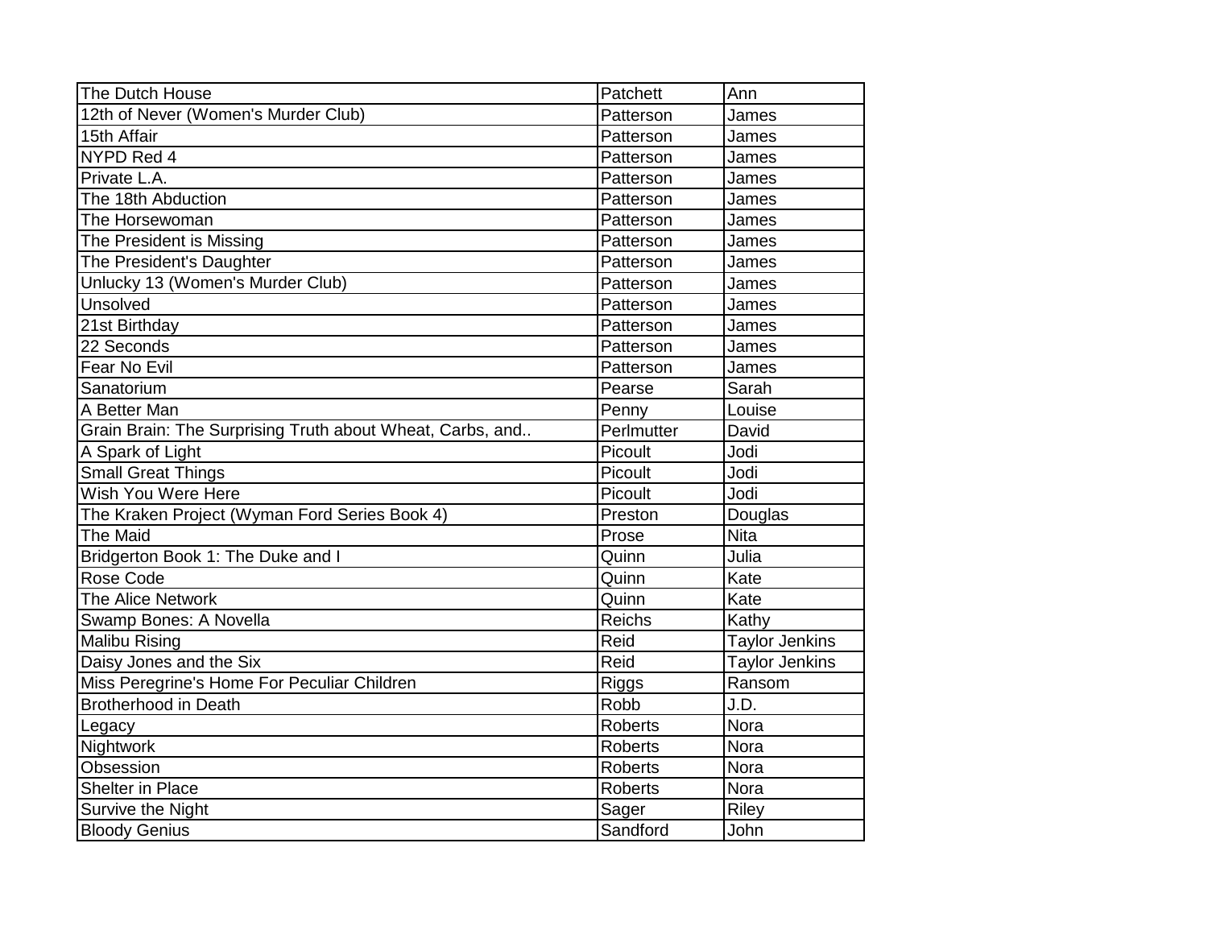| | | |
|---|---|---|
| The Dutch House | Patchett | Ann |
| 12th of Never (Women's Murder Club) | Patterson | James |
| 15th Affair | Patterson | James |
| NYPD Red 4 | Patterson | James |
| Private L.A. | Patterson | James |
| The 18th Abduction | Patterson | James |
| The Horsewoman | Patterson | James |
| The President is Missing | Patterson | James |
| The President's Daughter | Patterson | James |
| Unlucky 13 (Women's Murder Club) | Patterson | James |
| Unsolved | Patterson | James |
| 21st Birthday | Patterson | James |
| 22 Seconds | Patterson | James |
| Fear No Evil | Patterson | James |
| Sanatorium | Pearse | Sarah |
| A Better Man | Penny | Louise |
| Grain Brain: The Surprising Truth about Wheat, Carbs, and.. | Perlmutter | David |
| A Spark of Light | Picoult | Jodi |
| Small Great Things | Picoult | Jodi |
| Wish You Were Here | Picoult | Jodi |
| The Kraken Project (Wyman Ford Series Book 4) | Preston | Douglas |
| The Maid | Prose | Nita |
| Bridgerton Book 1: The Duke and I | Quinn | Julia |
| Rose Code | Quinn | Kate |
| The Alice Network | Quinn | Kate |
| Swamp Bones: A Novella | Reichs | Kathy |
| Malibu Rising | Reid | Taylor Jenkins |
| Daisy Jones and the Six | Reid | Taylor Jenkins |
| Miss Peregrine's Home For Peculiar Children | Riggs | Ransom |
| Brotherhood in Death | Robb | J.D. |
| Legacy | Roberts | Nora |
| Nightwork | Roberts | Nora |
| Obsession | Roberts | Nora |
| Shelter in Place | Roberts | Nora |
| Survive the Night | Sager | Riley |
| Bloody Genius | Sandford | John |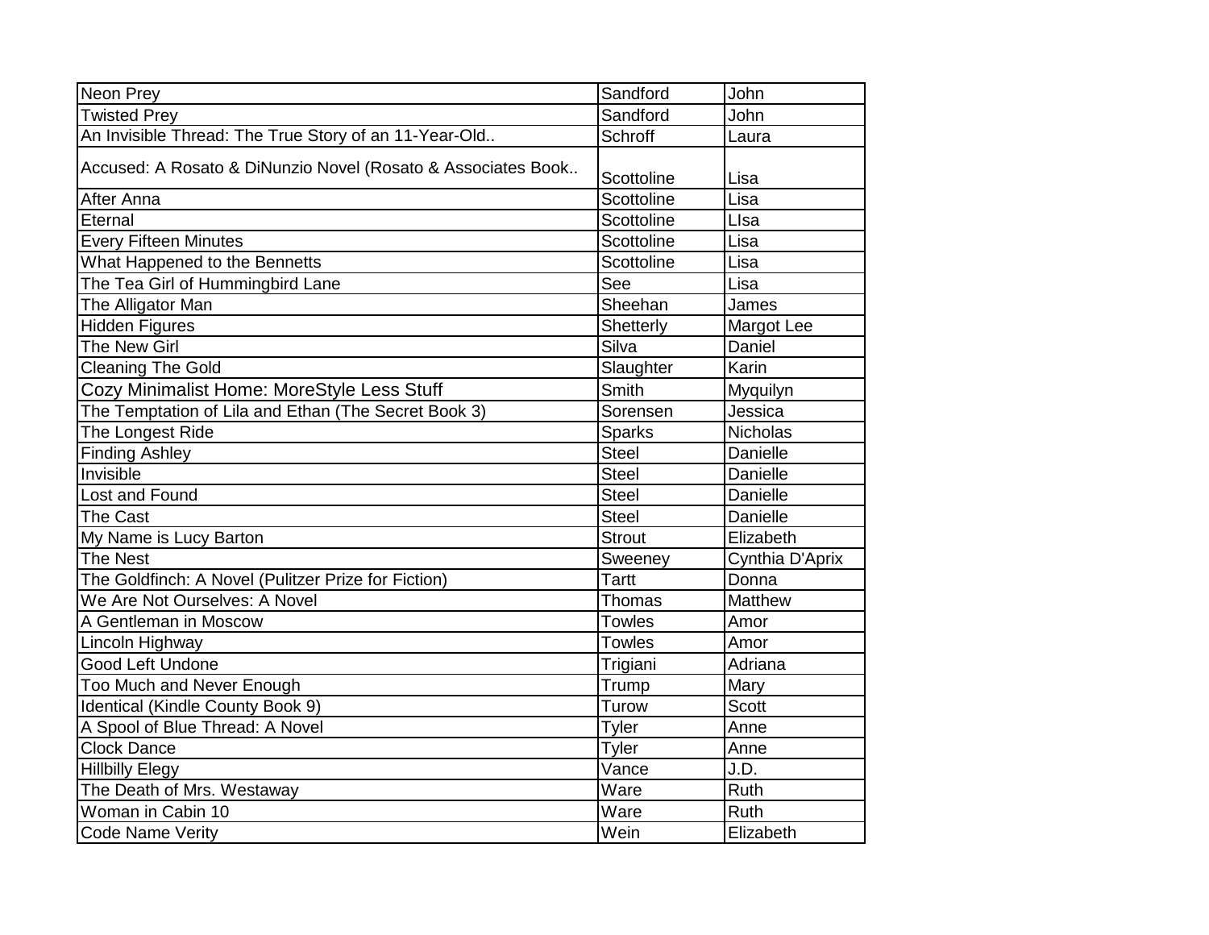| Neon Prey | Sandford | John |
|---|---|---|
| Twisted Prey | Sandford | John |
| An Invisible Thread: The True Story of an 11-Year-Old.. | Schroff | Laura |
| Accused: A Rosato & DiNunzio Novel (Rosato & Associates Book.. | Scottoline | Lisa |
| After Anna | Scottoline | Lisa |
| Eternal | Scottoline | LIsa |
| Every Fifteen Minutes | Scottoline | Lisa |
| What Happened to the Bennetts | Scottoline | Lisa |
| The Tea Girl of Hummingbird Lane | See | Lisa |
| The Alligator Man | Sheehan | James |
| Hidden Figures | Shetterly | Margot Lee |
| The New Girl | Silva | Daniel |
| Cleaning The Gold | Slaughter | Karin |
| Cozy Minimalist Home: MoreStyle Less Stuff | Smith | Myquilyn |
| The Temptation of Lila and Ethan (The Secret Book 3) | Sorensen | Jessica |
| The Longest Ride | Sparks | Nicholas |
| Finding Ashley | Steel | Danielle |
| Invisible | Steel | Danielle |
| Lost and Found | Steel | Danielle |
| The Cast | Steel | Danielle |
| My Name is Lucy Barton | Strout | Elizabeth |
| The Nest | Sweeney | Cynthia D'Aprix |
| The Goldfinch: A Novel (Pulitzer Prize for Fiction) | Tartt | Donna |
| We Are Not Ourselves: A Novel | Thomas | Matthew |
| A Gentleman in Moscow | Towles | Amor |
| Lincoln Highway | Towles | Amor |
| Good Left Undone | Trigiani | Adriana |
| Too Much and Never Enough | Trump | Mary |
| Identical (Kindle County Book 9) | Turow | Scott |
| A Spool of Blue Thread: A Novel | Tyler | Anne |
| Clock Dance | Tyler | Anne |
| Hillbilly Elegy | Vance | J.D. |
| The Death of Mrs. Westaway | Ware | Ruth |
| Woman in Cabin 10 | Ware | Ruth |
| Code Name Verity | Wein | Elizabeth |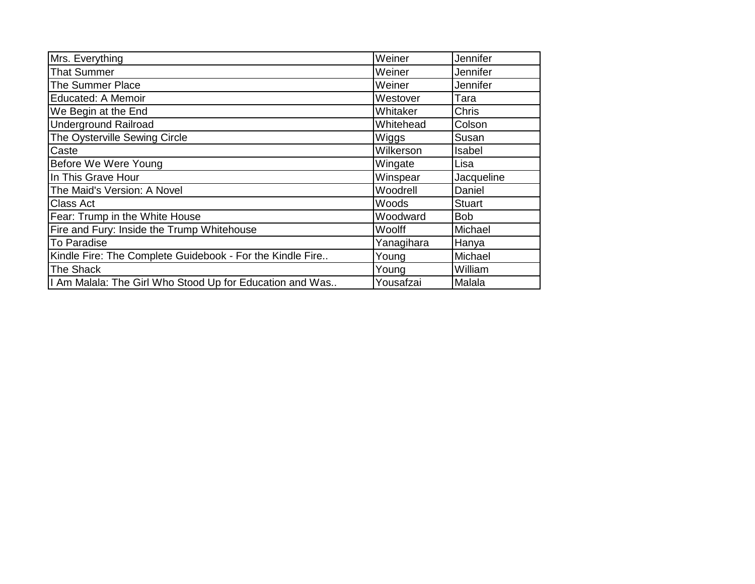| | | |
|---|---|---|
| Mrs. Everything | Weiner | Jennifer |
| That Summer | Weiner | Jennifer |
| The Summer Place | Weiner | Jennifer |
| Educated: A Memoir | Westover | Tara |
| We Begin at the End | Whitaker | Chris |
| Underground Railroad | Whitehead | Colson |
| The Oysterville Sewing Circle | Wiggs | Susan |
| Caste | Wilkerson | Isabel |
| Before We Were Young | Wingate | Lisa |
| In This Grave Hour | Winspear | Jacqueline |
| The Maid's Version: A Novel | Woodrell | Daniel |
| Class Act | Woods | Stuart |
| Fear: Trump in the White House | Woodward | Bob |
| Fire and Fury: Inside the Trump Whitehouse | Woolff | Michael |
| To Paradise | Yanagihara | Hanya |
| Kindle Fire: The Complete Guidebook - For the Kindle Fire.. | Young | Michael |
| The Shack | Young | William |
| I Am Malala: The Girl Who Stood Up for Education and Was.. | Yousafzai | Malala |